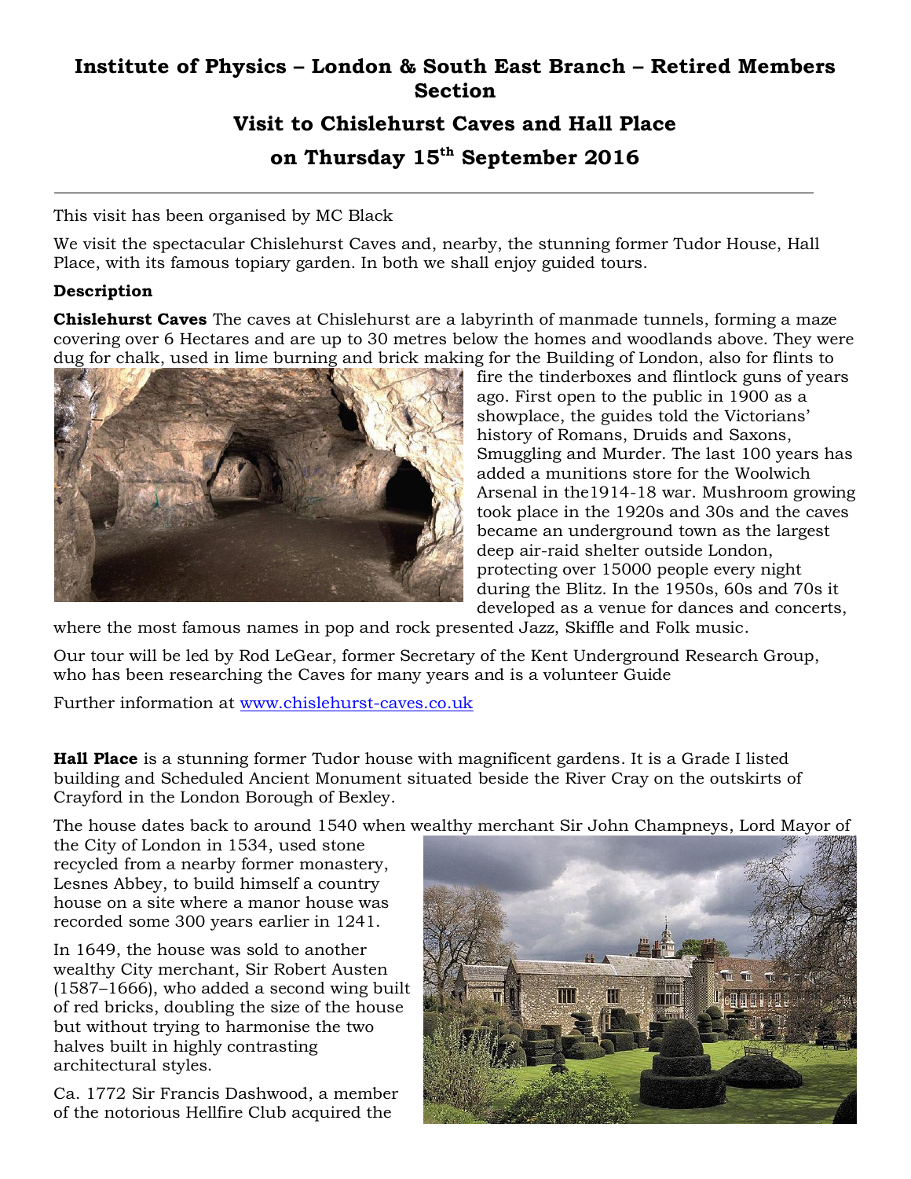# Institute of Physics – London & South East Branch – Retired Members Section

## Visit to Chislehurst Caves and Hall Place

## on Thursday 15th September 2016

---

This visit has been organised by MC Black

We visit the spectacular Chislehurst Caves and, nearby, the stunning former Tudor House, Hall Place, with its famous topiary garden. In both we shall enjoy guided tours.

**Description**

**Chislehurst Caves** The caves at Chislehurst are a labyrinth of manmade tunnels, forming a maze covering over 6 Hectares and are up to 30 metres below the homes and woodlands above. They were dug for chalk, used in lime burning and brick making for the Building of London, also for flints to fire the tinderboxes and flintlock guns of years ago. First open to the public in 1900 as a showplace, the guides told the Victorians' history of Romans, Druids and Saxons, Smuggling and Murder. The last 100 years has added a munitions store for the Woolwich Arsenal in the1914-18 war. Mushroom growing took place in the 1920s and 30s and the caves became an underground town as the largest deep air-raid shelter outside London, protecting over 15000 people every night during the Blitz. In the 1950s, 60s and 70s it developed as a venue for dances and concerts, where the most famous names in pop and rock presented Jazz, Skiffle and Folk music.

Our tour will be led by Rod LeGear, former Secretary of the Kent Underground Research Group, who has been researching the Caves for many years and is a volunteer Guide

Further information at www.chislehurst-caves.co.uk

**Hall Place** is a stunning former Tudor house with magnificent gardens. It is a Grade I listed building and Scheduled Ancient Monument situated beside the River Cray on the outskirts of Crayford in the London Borough of Bexley.

The house dates back to around 1540 when wealthy merchant Sir John Champneys, Lord Mayor of the City of London in 1534, used stone recycled from a nearby former monastery, Lesnes Abbey, to build himself a country house on a site where a manor house was recorded some 300 years earlier in 1241.

In 1649, the house was sold to another wealthy City merchant, Sir Robert Austen (1587–1666), who added a second wing built of red bricks, doubling the size of the house but without trying to harmonise the two halves built in highly contrasting architectural styles.

Ca. 1772 Sir Francis Dashwood, a member of the notorious Hellfire Club acquired the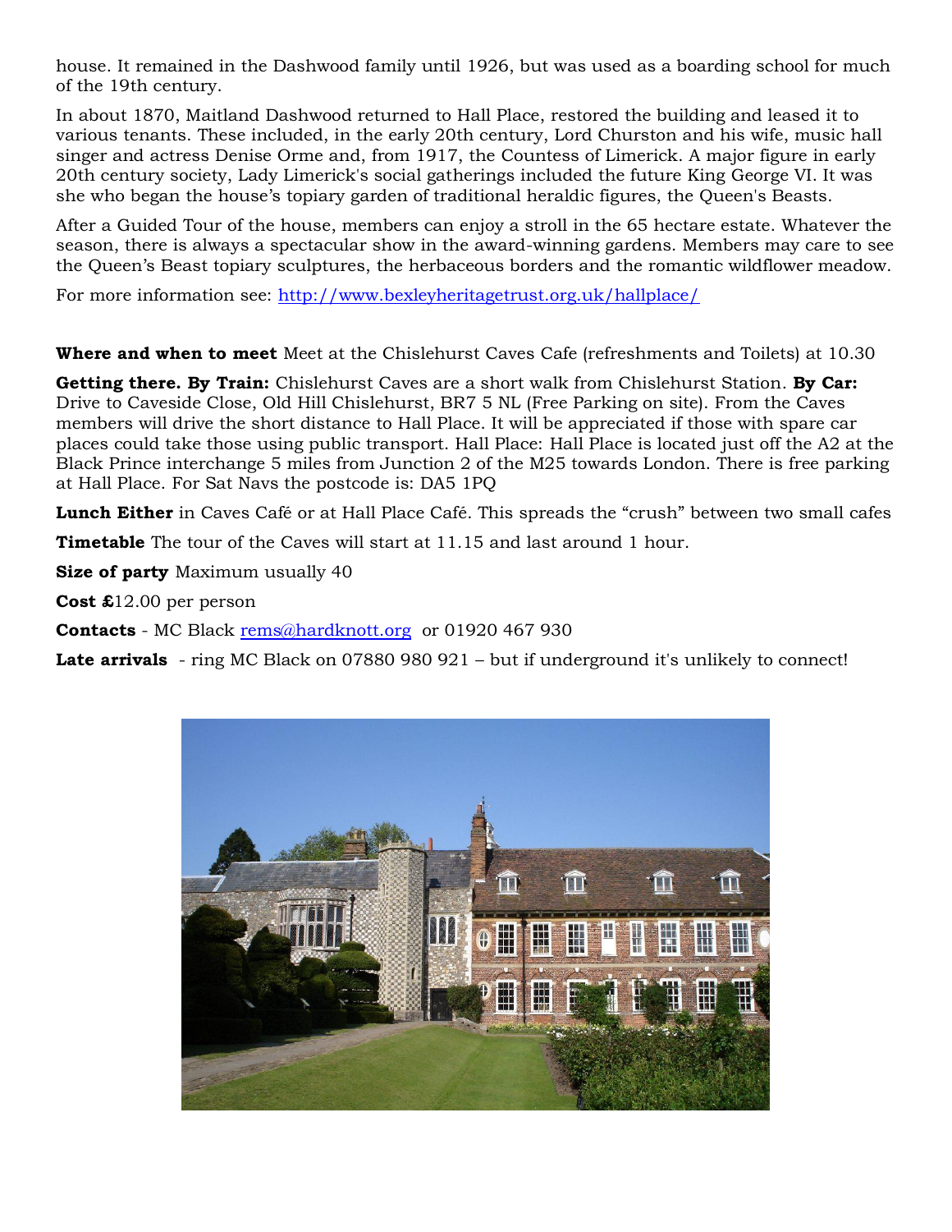house. It remained in the Dashwood family until 1926, but was used as a boarding school for much of the 19th century.

In about 1870, Maitland Dashwood returned to Hall Place, restored the building and leased it to various tenants. These included, in the early 20th century, Lord Churston and his wife, music hall singer and actress Denise Orme and, from 1917, the Countess of Limerick. A major figure in early 20th century society, Lady Limerick's social gatherings included the future King George VI. It was she who began the house's topiary garden of traditional heraldic figures, the Queen's Beasts.

After a Guided Tour of the house, members can enjoy a stroll in the 65 hectare estate. Whatever the season, there is always a spectacular show in the award-winning gardens. Members may care to see the Queen's Beast topiary sculptures, the herbaceous borders and the romantic wildflower meadow.

For more information see: [http://www.bexleyheritagetrust.org.uk/hallplace/](http://www.bexleyheritagetrust.org.uk/hallplace/)

**Where and when to meet** Meet at the Chislehurst Caves Cafe (refreshments and Toilets) at 10.30

**Getting there. By Train:** Chislehurst Caves are a short walk from Chislehurst Station. **By Car:** Drive to Caveside Close, Old Hill Chislehurst, BR7 5 NL (Free Parking on site). From the Caves members will drive the short distance to Hall Place. It will be appreciated if those with spare car places could take those using public transport. Hall Place: Hall Place is located just off the A2 at the Black Prince interchange 5 miles from Junction 2 of the M25 towards London. There is free parking at Hall Place. For Sat Navs the postcode is: DA5 1PQ

**Lunch Either** in Caves Café or at Hall Place Café. This spreads the "crush" between two small cafes

**Timetable** The tour of the Caves will start at 11.15 and last around 1 hour.

**Size of party** Maximum usually 40

**Cost £**12.00 per person

**Contacts** - MC Black [rems@hardknott.org](mailto:rems@hardknott.org) or 01920 467 930

**Late arrivals** - ring MC Black on 07880 980 921 – but if underground it's unlikely to connect!